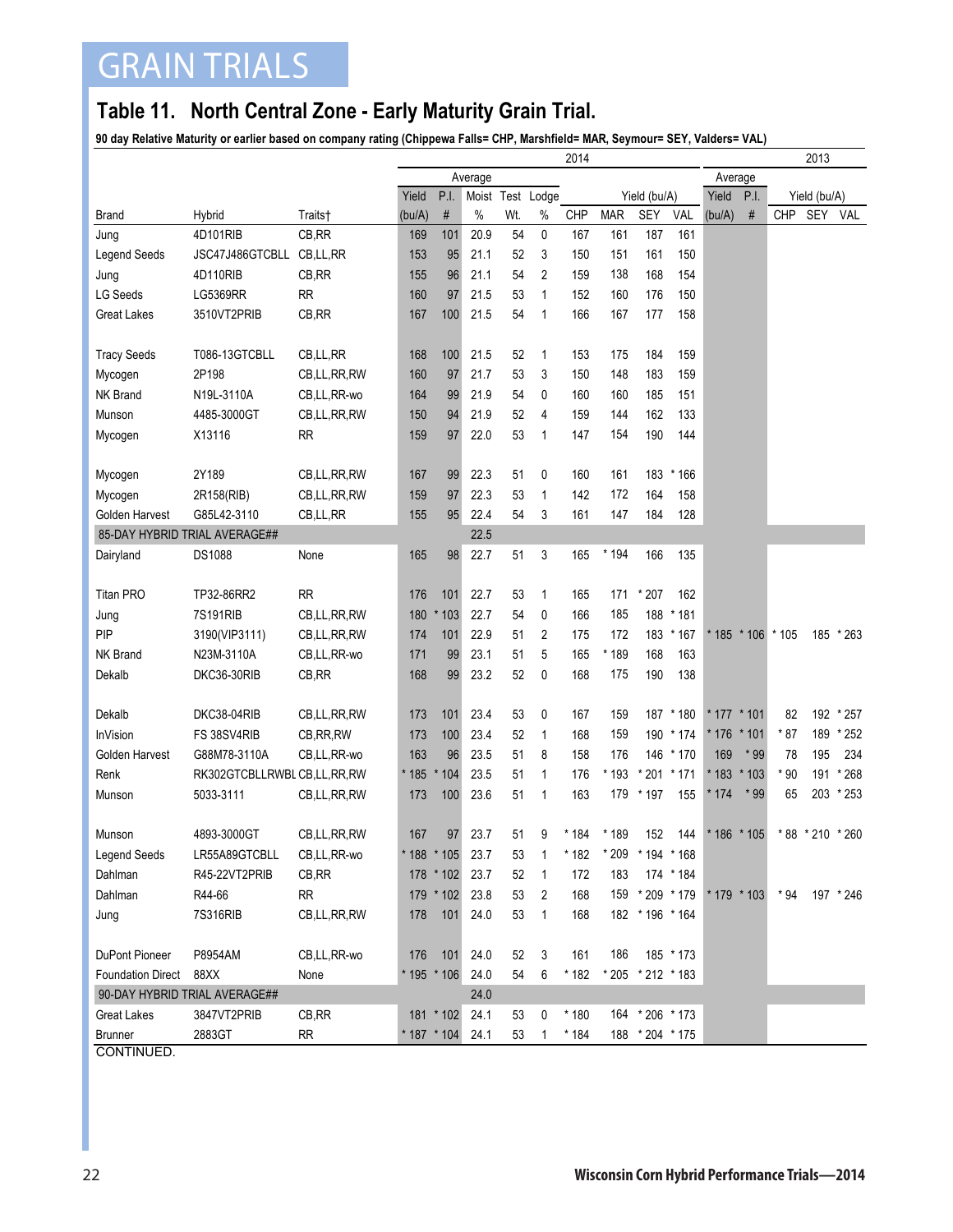# GRAIN TRIALS

## Table 11. North Central Zone - Early Maturity Grain Trial.

**90 day Relative Maturity or earlier based on company rating (Chippewa Falls= CHP, Marshfield= MAR, Seymour= SEY, Valders= VAL)**

| | | | 2014 | | | | | | | | | 2013 | | | | |
|---|---|---|---|---|---|---|---|---|---|---|---|---|---|---|---|---|
| | | | Average | | | | | | | | | Average | | | | |
| | | | Yield | P.I. | Moist | Test | Lodge | Yield (bu/A) | | | | Yield | P.I. | Yield (bu/A) | | |
| Brand | Hybrid | Traits† | (bu/A) | # | % | Wt. | % | CHP | MAR | SEY | VAL | (bu/A) | # | CHP | SEY | VAL |
| Jung | 4D101RIB | CB,RR | 169 | 101 | 20.9 | 54 | 0 | 167 | 161 | 187 | 161 | | | | | |
| Legend Seeds | JSC47J486GTCBLL | CB,LL,RR | 153 | 95 | 21.1 | 52 | 3 | 150 | 151 | 161 | 150 | | | | | |
| Jung | 4D110RIB | CB,RR | 155 | 96 | 21.1 | 54 | 2 | 159 | 138 | 168 | 154 | | | | | |
| LG Seeds | LG5369RR | RR | 160 | 97 | 21.5 | 53 | 1 | 152 | 160 | 176 | 150 | | | | | |
| Great Lakes | 3510VT2PRIB | CB,RR | 167 | 100 | 21.5 | 54 | 1 | 166 | 167 | 177 | 158 | | | | | |
| Tracy Seeds | T086-13GTCBLL | CB,LL,RR | 168 | 100 | 21.5 | 52 | 1 | 153 | 175 | 184 | 159 | | | | | |
| Mycogen | 2P198 | CB,LL,RR,RW | 160 | 97 | 21.7 | 53 | 3 | 150 | 148 | 183 | 159 | | | | | |
| NK Brand | N19L-3110A | CB,LL,RR-wo | 164 | 99 | 21.9 | 54 | 0 | 160 | 160 | 185 | 151 | | | | | |
| Munson | 4485-3000GT | CB,LL,RR,RW | 150 | 94 | 21.9 | 52 | 4 | 159 | 144 | 162 | 133 | | | | | |
| Mycogen | X13116 | RR | 159 | 97 | 22.0 | 53 | 1 | 147 | 154 | 190 | 144 | | | | | |
| Mycogen | 2Y189 | CB,LL,RR,RW | 167 | 99 | 22.3 | 51 | 0 | 160 | 161 | 183 | * 166 | | | | | |
| Mycogen | 2R158(RIB) | CB,LL,RR,RW | 159 | 97 | 22.3 | 53 | 1 | 142 | 172 | 164 | 158 | | | | | |
| Golden Harvest | G85L42-3110 | CB,LL,RR | 155 | 95 | 22.4 | 54 | 3 | 161 | 147 | 184 | 128 | | | | | |
| 85-DAY HYBRID TRIAL AVERAGE## | | | | | 22.5 | | | | | | | | | | | |
| Dairyland | DS1088 | None | 165 | 98 | 22.7 | 51 | 3 | 165 | * 194 | 166 | 135 | | | | | |
| Titan PRO | TP32-86RR2 | RR | 176 | 101 | 22.7 | 53 | 1 | 165 | 171 | * 207 | 162 | | | | | |
| Jung | 7S191RIB | CB,LL,RR,RW | 180 | * 103 | 22.7 | 54 | 0 | 166 | 185 | 188 | * 181 | | | | | |
| PIP | 3190(VIP3111) | CB,LL,RR,RW | 174 | 101 | 22.9 | 51 | 2 | 175 | 172 | 183 | * 167 | * 185 | * 106 | * 105 | 185 | * 263 |
| NK Brand | N23M-3110A | CB,LL,RR-wo | 171 | 99 | 23.1 | 51 | 5 | 165 | * 189 | 168 | 163 | | | | | |
| Dekalb | DKC36-30RIB | CB,RR | 168 | 99 | 23.2 | 52 | 0 | 168 | 175 | 190 | 138 | | | | | |
| Dekalb | DKC38-04RIB | CB,LL,RR,RW | 173 | 101 | 23.4 | 53 | 0 | 167 | 159 | 187 | * 180 | * 177 | * 101 | 82 | 192 | * 257 |
| InVision | FS 38SV4RIB | CB,RR,RW | 173 | 100 | 23.4 | 52 | 1 | 168 | 159 | 190 | * 174 | * 176 | * 101 | * 87 | 189 | * 252 |
| Golden Harvest | G88M78-3110A | CB,LL,RR-wo | 163 | 96 | 23.5 | 51 | 8 | 158 | 176 | 146 | * 170 | 169 | * 99 | 78 | 195 | 234 |
| Renk | RK302GTCBLLRWBL | CB,LL,RR,RW | * 185 | * 104 | 23.5 | 51 | 1 | 176 | * 193 | * 201 | * 171 | * 183 | * 103 | * 90 | 191 | * 268 |
| Munson | 5033-3111 | CB,LL,RR,RW | 173 | 100 | 23.6 | 51 | 1 | 163 | 179 | * 197 | 155 | * 174 | * 99 | 65 | 203 | * 253 |
| Munson | 4893-3000GT | CB,LL,RR,RW | 167 | 97 | 23.7 | 51 | 9 | * 184 | * 189 | 152 | 144 | * 186 | * 105 | * 88 | * 210 | * 260 |
| Legend Seeds | LR55A89GTCBLL | CB,LL,RR-wo | * 188 | * 105 | 23.7 | 53 | 1 | * 182 | * 209 | * 194 | * 168 | | | | | |
| Dahlman | R45-22VT2PRIB | CB,RR | 178 | * 102 | 23.7 | 52 | 1 | 172 | 183 | 174 | * 184 | | | | | |
| Dahlman | R44-66 | RR | 179 | * 102 | 23.8 | 53 | 2 | 168 | 159 | * 209 | * 179 | * 179 | * 103 | * 94 | 197 | * 246 |
| Jung | 7S316RIB | CB,LL,RR,RW | 178 | 101 | 24.0 | 53 | 1 | 168 | 182 | * 196 | * 164 | | | | | |
| DuPont Pioneer | P8954AM | CB,LL,RR-wo | 176 | 101 | 24.0 | 52 | 3 | 161 | 186 | 185 | * 173 | | | | | |
| Foundation Direct | 88XX | None | * 195 | * 106 | 24.0 | 54 | 6 | * 182 | * 205 | * 212 | * 183 | | | | | |
| 90-DAY HYBRID TRIAL AVERAGE## | | | | | 24.0 | | | | | | | | | | | |
| Great Lakes | 3847VT2PRIB | CB,RR | 181 | * 102 | 24.1 | 53 | 0 | * 180 | 164 | * 206 | * 173 | | | | | |
| Brunner | 2883GT | RR | * 187 | * 104 | 24.1 | 53 | 1 | * 184 | 188 | * 204 | * 175 | | | | | |

CONTINUED.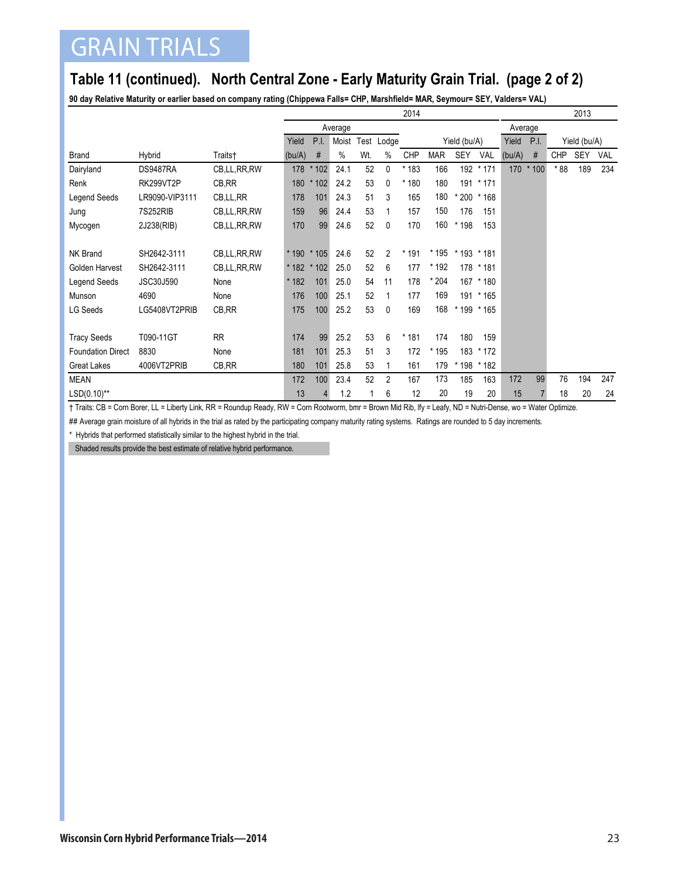# GRAIN TRIALS

## Table 11 (continued). North Central Zone - Early Maturity Grain Trial. (page 2 of 2)

**90 day Relative Maturity or earlier based on company rating (Chippewa Falls= CHP, Marshfield= MAR, Seymour= SEY, Valders= VAL)**

| | | | 2014 | | | | | | | | | 2013 | | | | |
|---|---|---|---|---|---|---|---|---|---|---|---|---|---|---|---|---|
| | | | Average | | | | | | | | | Average | | | | |
| | | | Yield | P.I. | Moist | Test | Lodge | Yield (bu/A) | | | | Yield | P.I. | Yield (bu/A) | | |
| Brand | Hybrid | Traits† | (bu/A) | # | % | Wt. | % | CHP | MAR | SEY | VAL | (bu/A) | # | CHP | SEY | VAL |
| Dairyland | DS9487RA | CB,LL,RR,RW | 178 | * 102 | 24.1 | 52 | 0 | * 183 | 166 | 192 | * 171 | 170 | * 100 | * 88 | 189 | 234 |
| Renk | RK299VT2P | CB,RR | 180 | * 102 | 24.2 | 53 | 0 | * 180 | 180 | 191 | * 171 | | | | | |
| Legend Seeds | LR9090-VIP3111 | CB,LL,RR | 178 | 101 | 24.3 | 51 | 3 | 165 | 180 | * 200 | * 168 | | | | | |
| Jung | 7S252RIB | CB,LL,RR,RW | 159 | 96 | 24.4 | 53 | 1 | 157 | 150 | 176 | 151 | | | | | |
| Mycogen | 2J238(RIB) | CB,LL,RR,RW | 170 | 99 | 24.6 | 52 | 0 | 170 | 160 | * 198 | 153 | | | | | |
| NK Brand | SH2642-3111 | CB,LL,RR,RW | * 190 | * 105 | 24.6 | 52 | 2 | * 191 | * 195 | * 193 | * 181 | | | | | |
| Golden Harvest | SH2642-3111 | CB,LL,RR,RW | * 182 | * 102 | 25.0 | 52 | 6 | 177 | * 192 | 178 | * 181 | | | | | |
| Legend Seeds | JSC30J590 | None | * 182 | 101 | 25.0 | 54 | 11 | 178 | * 204 | 167 | * 180 | | | | | |
| Munson | 4690 | None | 176 | 100 | 25.1 | 52 | 1 | 177 | 169 | 191 | * 165 | | | | | |
| LG Seeds | LG5408VT2PRIB | CB,RR | 175 | 100 | 25.2 | 53 | 0 | 169 | 168 | * 199 | * 165 | | | | | |
| Tracy Seeds | T090-11GT | RR | 174 | 99 | 25.2 | 53 | 6 | * 181 | 174 | 180 | 159 | | | | | |
| Foundation Direct | 8830 | None | 181 | 101 | 25.3 | 51 | 3 | 172 | * 195 | 183 | * 172 | | | | | |
| Great Lakes | 4006VT2PRIB | CB,RR | 180 | 101 | 25.8 | 53 | 1 | 161 | 179 | * 198 | * 182 | | | | | |
| MEAN | | | 172 | 100 | 23.4 | 52 | 2 | 167 | 173 | 185 | 163 | 172 | 99 | 76 | 194 | 247 |
| LSD(0.10)** | | | 13 | 4 | 1.2 | 1 | 6 | 12 | 20 | 19 | 20 | 15 | 7 | 18 | 20 | 24 |

† Traits: CB = Corn Borer, LL = Liberty Link, RR = Roundup Ready, RW = Corn Rootworm, bmr = Brown Mid Rib, lfy = Leafy, ND = Nutri-Dense, wo = Water Optimize.

## Average grain moisture of all hybrids in the trial as rated by the participating company maturity rating systems. Ratings are rounded to 5 day increments.

\* Hybrids that performed statistically similar to the highest hybrid in the trial.

Shaded results provide the best estimate of relative hybrid performance.